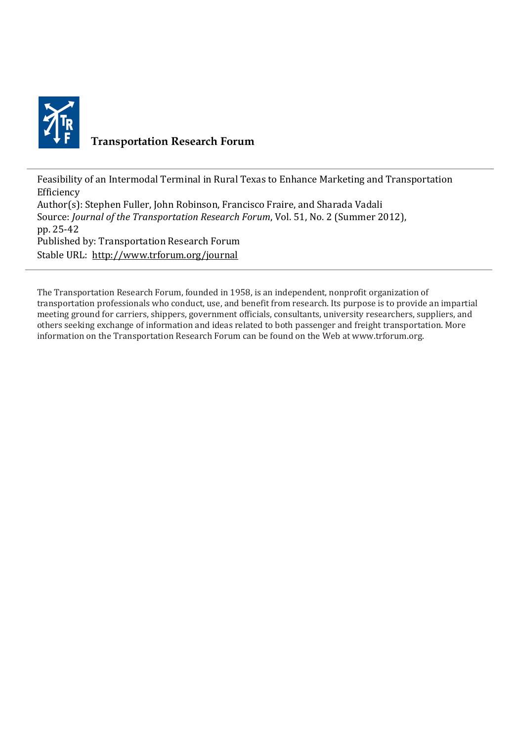**Transportation Research Forum**

---

Feasibility of an Intermodal Terminal in Rural Texas to Enhance Marketing and Transportation Efficiency
Author(s): Stephen Fuller, John Robinson, Francisco Fraire, and Sharada Vadali
Source: *Journal of the Transportation Research Forum*, Vol. 51, No. 2 (Summer 2012), pp. 25-42
Published by: Transportation Research Forum
Stable URL: http://www.trforum.org/journal

---

The Transportation Research Forum, founded in 1958, is an independent, nonprofit organization of transportation professionals who conduct, use, and benefit from research. Its purpose is to provide an impartial meeting ground for carriers, shippers, government officials, consultants, university researchers, suppliers, and others seeking exchange of information and ideas related to both passenger and freight transportation. More information on the Transportation Research Forum can be found on the Web at www.trforum.org.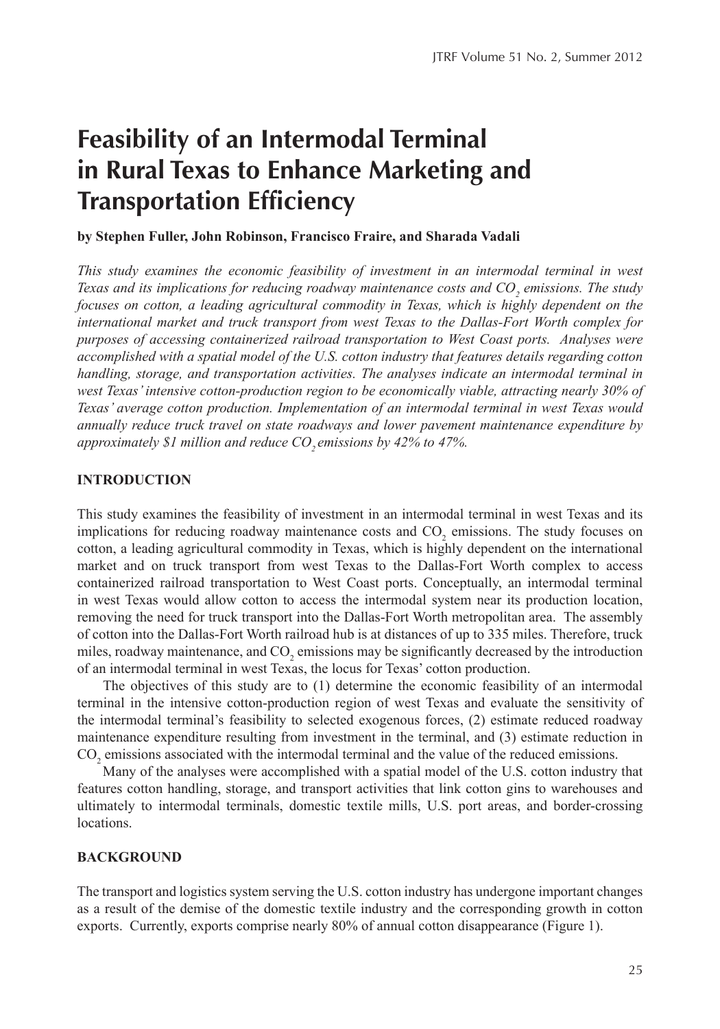# Feasibility of an Intermodal Terminal in Rural Texas to Enhance Marketing and Transportation Efficiency

**by Stephen Fuller, John Robinson, Francisco Fraire, and Sharada Vadali**

*This study examines the economic feasibility of investment in an intermodal terminal in west Texas and its implications for reducing roadway maintenance costs and $CO_2$ emissions. The study focuses on cotton, a leading agricultural commodity in Texas, which is highly dependent on the international market and truck transport from west Texas to the Dallas-Fort Worth complex for purposes of accessing containerized railroad transportation to West Coast ports. Analyses were accomplished with a spatial model of the U.S. cotton industry that features details regarding cotton handling, storage, and transportation activities. The analyses indicate an intermodal terminal in west Texas' intensive cotton-production region to be economically viable, attracting nearly 30% of Texas' average cotton production. Implementation of an intermodal terminal in west Texas would annually reduce truck travel on state roadways and lower pavement maintenance expenditure by approximately $1 million and reduce $CO_2$ emissions by 42% to 47%.*

## INTRODUCTION

This study examines the feasibility of investment in an intermodal terminal in west Texas and its implications for reducing roadway maintenance costs and $CO_2$ emissions. The study focuses on cotton, a leading agricultural commodity in Texas, which is highly dependent on the international market and on truck transport from west Texas to the Dallas-Fort Worth complex to access containerized railroad transportation to West Coast ports. Conceptually, an intermodal terminal in west Texas would allow cotton to access the intermodal system near its production location, removing the need for truck transport into the Dallas-Fort Worth metropolitan area. The assembly of cotton into the Dallas-Fort Worth railroad hub is at distances of up to 335 miles. Therefore, truck miles, roadway maintenance, and $CO_2$ emissions may be significantly decreased by the introduction of an intermodal terminal in west Texas, the locus for Texas' cotton production.

The objectives of this study are to (1) determine the economic feasibility of an intermodal terminal in the intensive cotton-production region of west Texas and evaluate the sensitivity of the intermodal terminal's feasibility to selected exogenous forces, (2) estimate reduced roadway maintenance expenditure resulting from investment in the terminal, and (3) estimate reduction in $CO_2$ emissions associated with the intermodal terminal and the value of the reduced emissions.

Many of the analyses were accomplished with a spatial model of the U.S. cotton industry that features cotton handling, storage, and transport activities that link cotton gins to warehouses and ultimately to intermodal terminals, domestic textile mills, U.S. port areas, and border-crossing locations.

## BACKGROUND

The transport and logistics system serving the U.S. cotton industry has undergone important changes as a result of the demise of the domestic textile industry and the corresponding growth in cotton exports. Currently, exports comprise nearly 80% of annual cotton disappearance (Figure 1).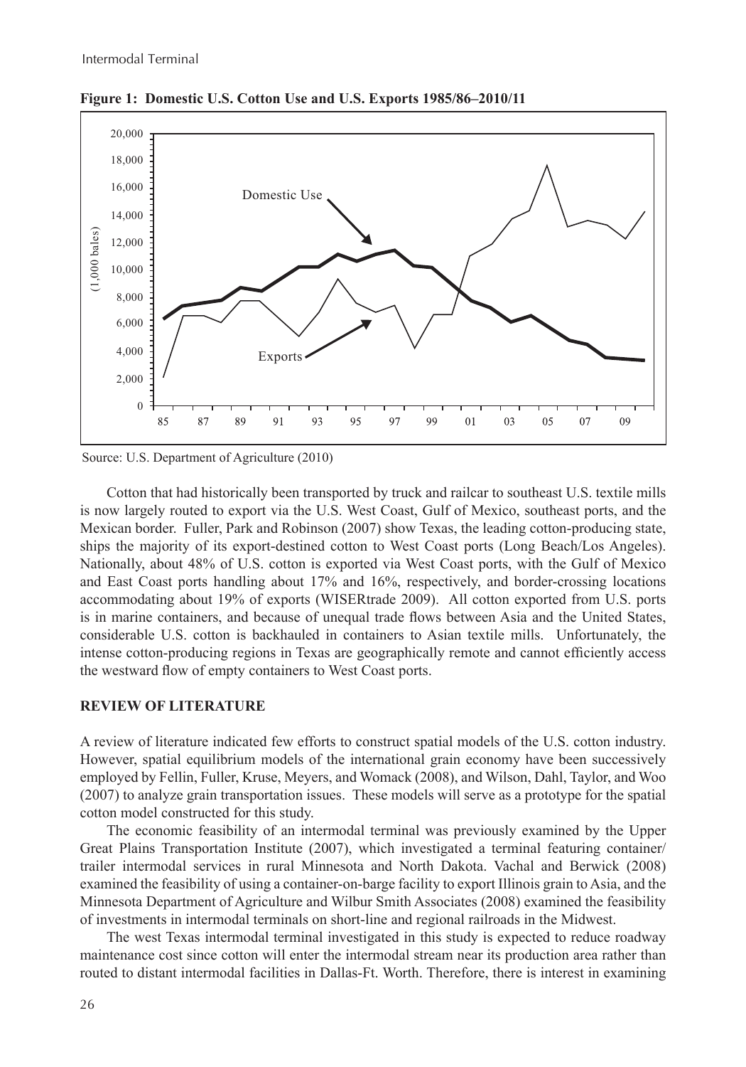**Figure 1: Domestic U.S. Cotton Use and U.S. Exports 1985/86–2010/11**

Source: U.S. Department of Agriculture (2010)

Cotton that had historically been transported by truck and railcar to southeast U.S. textile mills is now largely routed to export via the U.S. West Coast, Gulf of Mexico, southeast ports, and the Mexican border. Fuller, Park and Robinson (2007) show Texas, the leading cotton-producing state, ships the majority of its export-destined cotton to West Coast ports (Long Beach/Los Angeles). Nationally, about 48% of U.S. cotton is exported via West Coast ports, with the Gulf of Mexico and East Coast ports handling about 17% and 16%, respectively, and border-crossing locations accommodating about 19% of exports (WISERtrade 2009). All cotton exported from U.S. ports is in marine containers, and because of unequal trade flows between Asia and the United States, considerable U.S. cotton is backhauled in containers to Asian textile mills. Unfortunately, the intense cotton-producing regions in Texas are geographically remote and cannot efficiently access the westward flow of empty containers to West Coast ports.

## REVIEW OF LITERATURE

A review of literature indicated few efforts to construct spatial models of the U.S. cotton industry. However, spatial equilibrium models of the international grain economy have been successively employed by Fellin, Fuller, Kruse, Meyers, and Womack (2008), and Wilson, Dahl, Taylor, and Woo (2007) to analyze grain transportation issues. These models will serve as a prototype for the spatial cotton model constructed for this study.

The economic feasibility of an intermodal terminal was previously examined by the Upper Great Plains Transportation Institute (2007), which investigated a terminal featuring container/trailer intermodal services in rural Minnesota and North Dakota. Vachal and Berwick (2008) examined the feasibility of using a container-on-barge facility to export Illinois grain to Asia, and the Minnesota Department of Agriculture and Wilbur Smith Associates (2008) examined the feasibility of investments in intermodal terminals on short-line and regional railroads in the Midwest.

The west Texas intermodal terminal investigated in this study is expected to reduce roadway maintenance cost since cotton will enter the intermodal stream near its production area rather than routed to distant intermodal facilities in Dallas-Ft. Worth. Therefore, there is interest in examining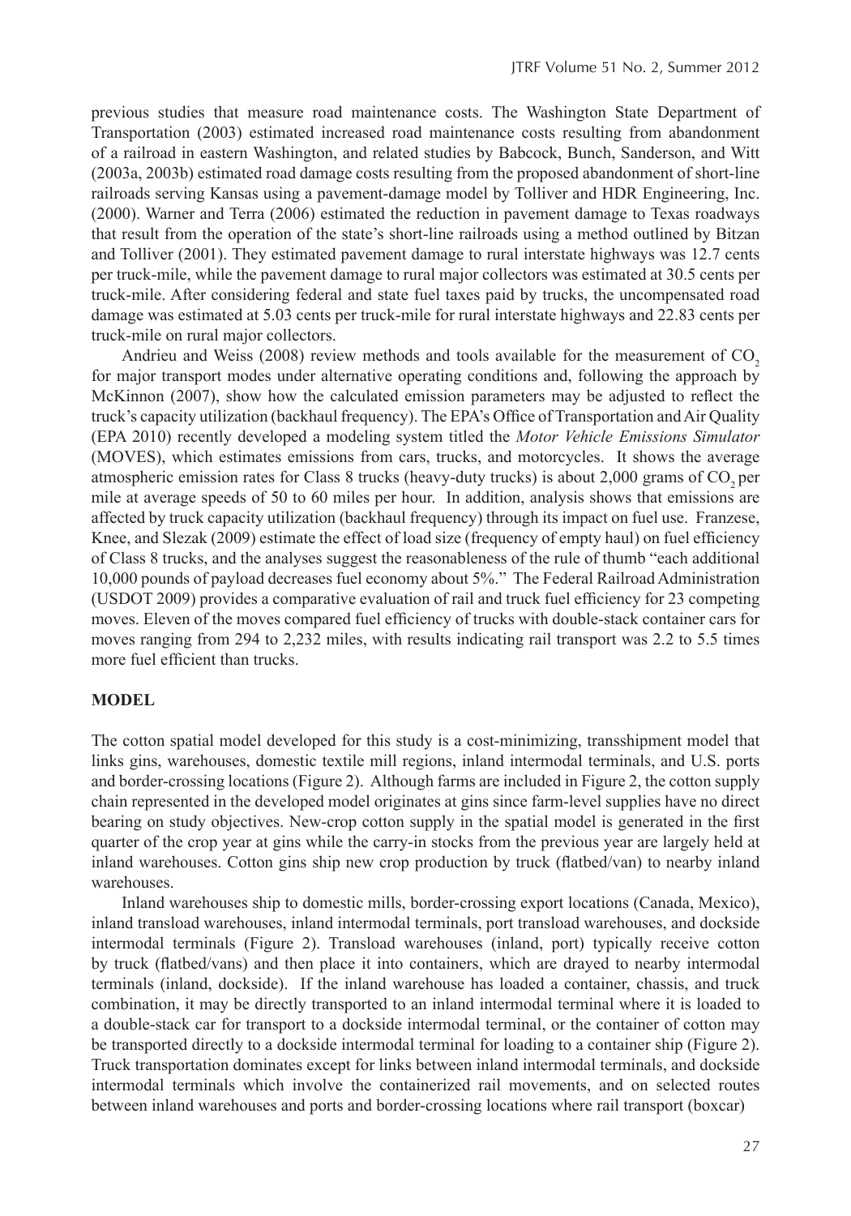previous studies that measure road maintenance costs. The Washington State Department of Transportation (2003) estimated increased road maintenance costs resulting from abandonment of a railroad in eastern Washington, and related studies by Babcock, Bunch, Sanderson, and Witt (2003a, 2003b) estimated road damage costs resulting from the proposed abandonment of short-line railroads serving Kansas using a pavement-damage model by Tolliver and HDR Engineering, Inc. (2000). Warner and Terra (2006) estimated the reduction in pavement damage to Texas roadways that result from the operation of the state's short-line railroads using a method outlined by Bitzan and Tolliver (2001). They estimated pavement damage to rural interstate highways was 12.7 cents per truck-mile, while the pavement damage to rural major collectors was estimated at 30.5 cents per truck-mile. After considering federal and state fuel taxes paid by trucks, the uncompensated road damage was estimated at 5.03 cents per truck-mile for rural interstate highways and 22.83 cents per truck-mile on rural major collectors.

Andrieu and Weiss (2008) review methods and tools available for the measurement of $CO_2$ for major transport modes under alternative operating conditions and, following the approach by McKinnon (2007), show how the calculated emission parameters may be adjusted to reflect the truck's capacity utilization (backhaul frequency). The EPA's Office of Transportation and Air Quality (EPA 2010) recently developed a modeling system titled the *Motor Vehicle Emissions Simulator* (MOVES), which estimates emissions from cars, trucks, and motorcycles. It shows the average atmospheric emission rates for Class 8 trucks (heavy-duty trucks) is about 2,000 grams of $CO_2$ per mile at average speeds of 50 to 60 miles per hour. In addition, analysis shows that emissions are affected by truck capacity utilization (backhaul frequency) through its impact on fuel use. Franzese, Knee, and Slezak (2009) estimate the effect of load size (frequency of empty haul) on fuel efficiency of Class 8 trucks, and the analyses suggest the reasonableness of the rule of thumb "each additional 10,000 pounds of payload decreases fuel economy about 5%." The Federal Railroad Administration (USDOT 2009) provides a comparative evaluation of rail and truck fuel efficiency for 23 competing moves. Eleven of the moves compared fuel efficiency of trucks with double-stack container cars for moves ranging from 294 to 2,232 miles, with results indicating rail transport was 2.2 to 5.5 times more fuel efficient than trucks.

## MODEL

The cotton spatial model developed for this study is a cost-minimizing, transshipment model that links gins, warehouses, domestic textile mill regions, inland intermodal terminals, and U.S. ports and border-crossing locations (Figure 2). Although farms are included in Figure 2, the cotton supply chain represented in the developed model originates at gins since farm-level supplies have no direct bearing on study objectives. New-crop cotton supply in the spatial model is generated in the first quarter of the crop year at gins while the carry-in stocks from the previous year are largely held at inland warehouses. Cotton gins ship new crop production by truck (flatbed/van) to nearby inland warehouses.

Inland warehouses ship to domestic mills, border-crossing export locations (Canada, Mexico), inland transload warehouses, inland intermodal terminals, port transload warehouses, and dockside intermodal terminals (Figure 2). Transload warehouses (inland, port) typically receive cotton by truck (flatbed/vans) and then place it into containers, which are drayed to nearby intermodal terminals (inland, dockside). If the inland warehouse has loaded a container, chassis, and truck combination, it may be directly transported to an inland intermodal terminal where it is loaded to a double-stack car for transport to a dockside intermodal terminal, or the container of cotton may be transported directly to a dockside intermodal terminal for loading to a container ship (Figure 2). Truck transportation dominates except for links between inland intermodal terminals, and dockside intermodal terminals which involve the containerized rail movements, and on selected routes between inland warehouses and ports and border-crossing locations where rail transport (boxcar)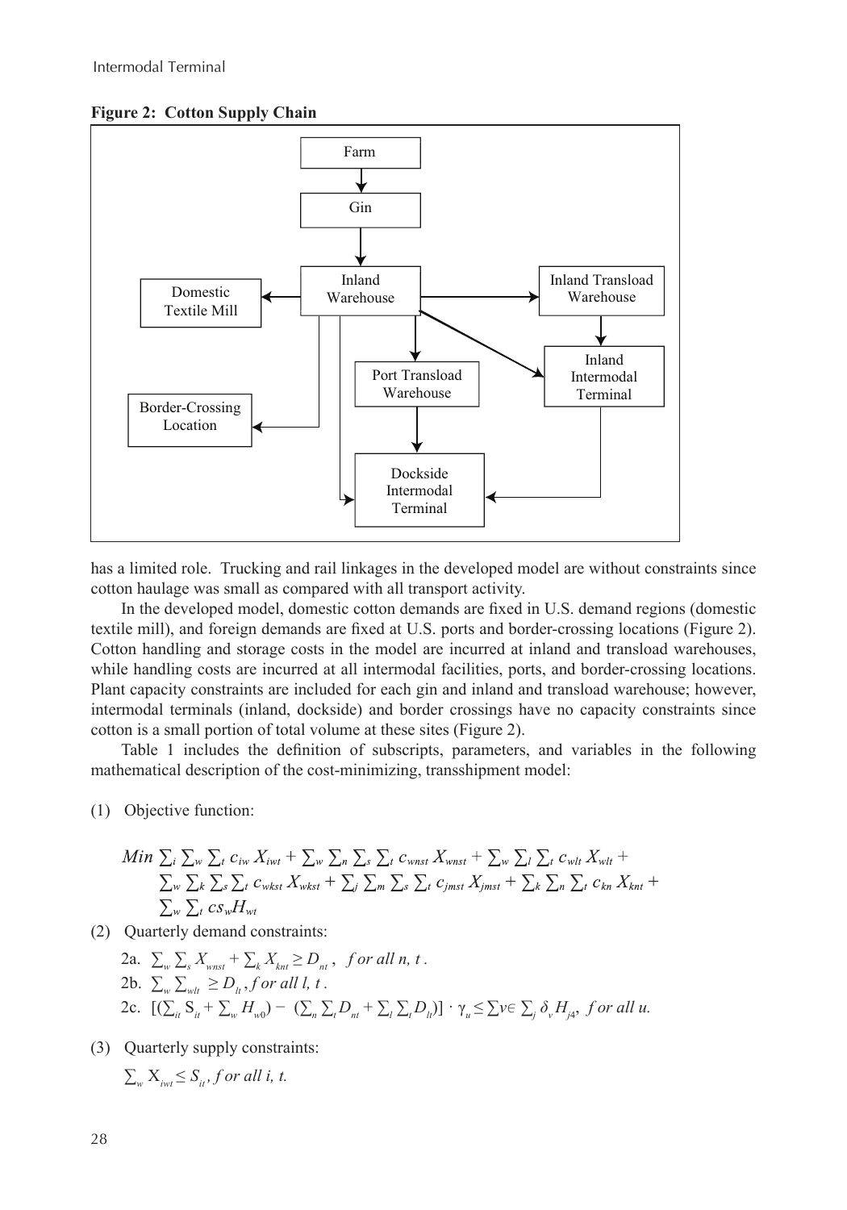**Figure 2: Cotton Supply Chain**

has a limited role. Trucking and rail linkages in the developed model are without constraints since cotton haulage was small as compared with all transport activity.

In the developed model, domestic cotton demands are fixed in U.S. demand regions (domestic textile mill), and foreign demands are fixed at U.S. ports and border-crossing locations (Figure 2). Cotton handling and storage costs in the model are incurred at inland and transload warehouses, while handling costs are incurred at all intermodal facilities, ports, and border-crossing locations. Plant capacity constraints are included for each gin and inland and transload warehouse; however, intermodal terminals (inland, dockside) and border crossings have no capacity constraints since cotton is a small portion of total volume at these sites (Figure 2).

Table 1 includes the definition of subscripts, parameters, and variables in the following mathematical description of the cost-minimizing, transshipment model:

(1) Objective function:

$$Min \sum_i \sum_w \sum_t c_{iw} X_{iwt} + \sum_w \sum_n \sum_s \sum_t c_{wnst} X_{wnst} + \sum_w \sum_l \sum_t c_{wlt} X_{wlt} + \sum_w \sum_k \sum_s \sum_t c_{wkst} X_{wkst} + \sum_j \sum_m \sum_s \sum_t c_{jmst} X_{jmst} + \sum_k \sum_n \sum_t c_{kn} X_{knt} + \sum_w \sum_t cs_w H_{wt}$$

(2) Quarterly demand constraints:

2a. $\sum_w \sum_s X_{wnst} + \sum_k X_{knt} \geq D_{nt}$, *for all n, t*.

2b. $\sum_w \sum_{wlt} \geq D_{lt}$, *for all l, t*.

2c. $[(\sum_{it} S_{it} + \sum_w H_{w0}) - (\sum_n \sum_t D_{nt} + \sum_l \sum_t D_{lt})] \cdot \gamma_u \leq \sum v \in \sum_j \delta_v H_{j4}$, *for all u.*

(3) Quarterly supply constraints:

$\sum_w X_{iwt} \leq S_{it}$, *for all i, t.*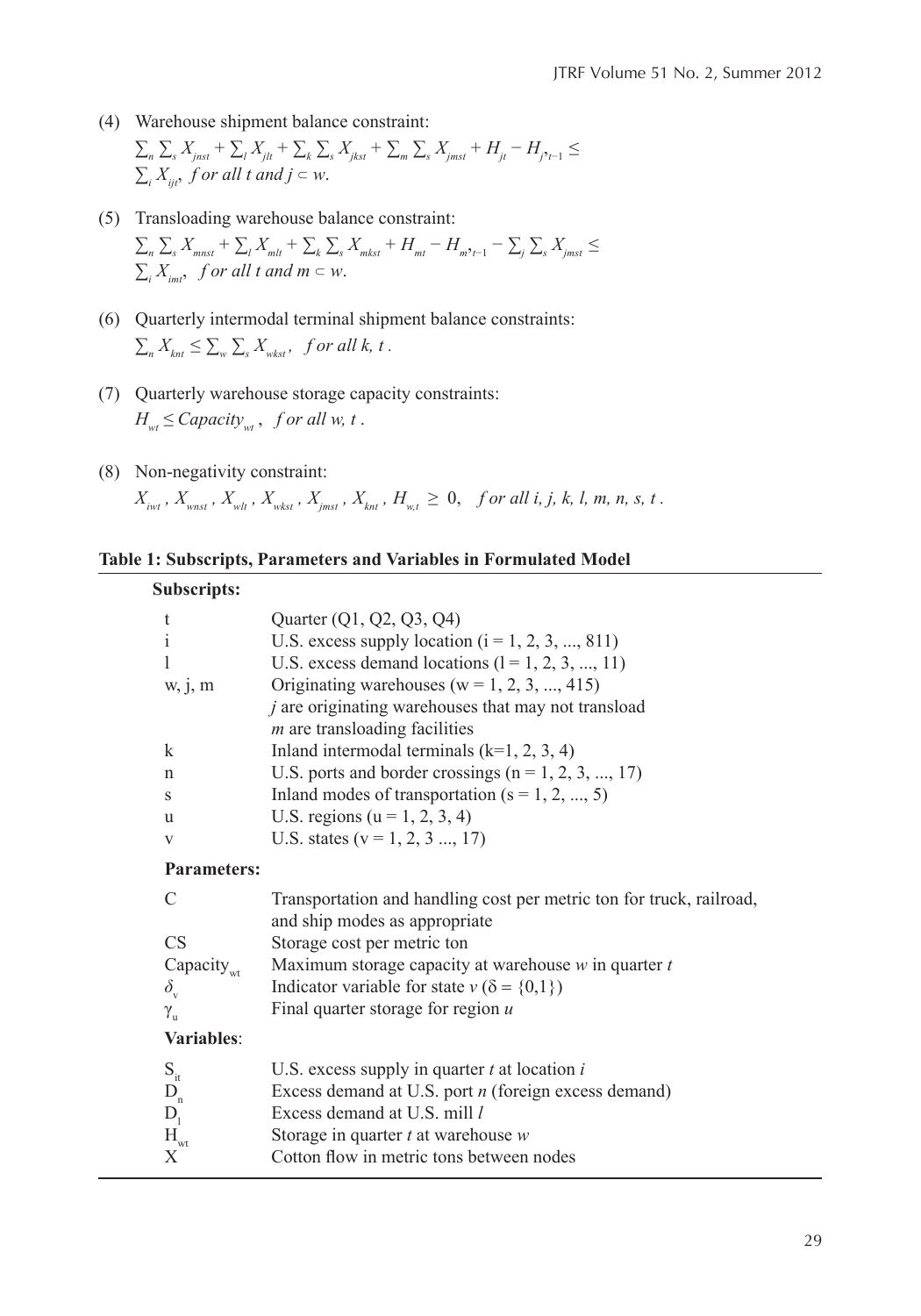(4) Warehouse shipment balance constraint:

$$\sum_n \sum_s X_{jnst} + \sum_l X_{jlt} + \sum_k \sum_s X_{jkst} + \sum_m \sum_s X_{jmst} + H_{jt} - H_{j,t-1} \leq \sum_i X_{ijt}, \ \text{for all } t \text{ and } j \subset w.$$

(5) Transloading warehouse balance constraint:

$$\sum_n \sum_s X_{mnst} + \sum_l X_{mlt} + \sum_k \sum_s X_{mkst} + H_{mt} - H_{m,t-1} - \sum_j \sum_s X_{jmst} \leq \sum_i X_{imt}, \ \text{for all } t \text{ and } m \subset w.$$

(6) Quarterly intermodal terminal shipment balance constraints:

$$\sum_n X_{knt} \leq \sum_w \sum_s X_{wkst}, \ \text{for all } k, t.$$

(7) Quarterly warehouse storage capacity constraints:

$$H_{wt} \leq Capacity_{wt}, \ \text{for all } w, t.$$

(8) Non-negativity constraint:

$$X_{iwt}, X_{wnst}, X_{wlt}, X_{wkst}, X_{jmst}, X_{knt}, H_{w,t} \geq 0, \ \text{for all } i, j, k, l, m, n, s, t.$$

**Table 1: Subscripts, Parameters and Variables in Formulated Model**

| | |
|---|---|
| **Subscripts:** | |
| t | Quarter (Q1, Q2, Q3, Q4) |
| i | U.S. excess supply location (i = 1, 2, 3, ..., 811) |
| l | U.S. excess demand locations (l = 1, 2, 3, ..., 11) |
| w, j, m | Originating warehouses (w = 1, 2, 3, ..., 415)<br>*j* are originating warehouses that may not transload<br>*m* are transloading facilities |
| k | Inland intermodal terminals (k=1, 2, 3, 4) |
| n | U.S. ports and border crossings (n = 1, 2, 3, ..., 17) |
| s | Inland modes of transportation (s = 1, 2, ..., 5) |
| u | U.S. regions (u = 1, 2, 3, 4) |
| v | U.S. states (v = 1, 2, 3 ..., 17) |
| **Parameters:** | |
| C | Transportation and handling cost per metric ton for truck, railroad, and ship modes as appropriate |
| CS | Storage cost per metric ton |
| $Capacity_{wt}$ | Maximum storage capacity at warehouse *w* in quarter *t* |
| $\delta_v$ | Indicator variable for state *v* ($\delta = \{0,1\}$) |
| $\gamma_u$ | Final quarter storage for region *u* |
| **Variables:** | |
| $S_{it}$ | U.S. excess supply in quarter *t* at location *i* |
| $D_n$ | Excess demand at U.S. port *n* (foreign excess demand) |
| $D_l$ | Excess demand at U.S. mill *l* |
| $H_{wt}$ | Storage in quarter *t* at warehouse *w* |
| X | Cotton flow in metric tons between nodes |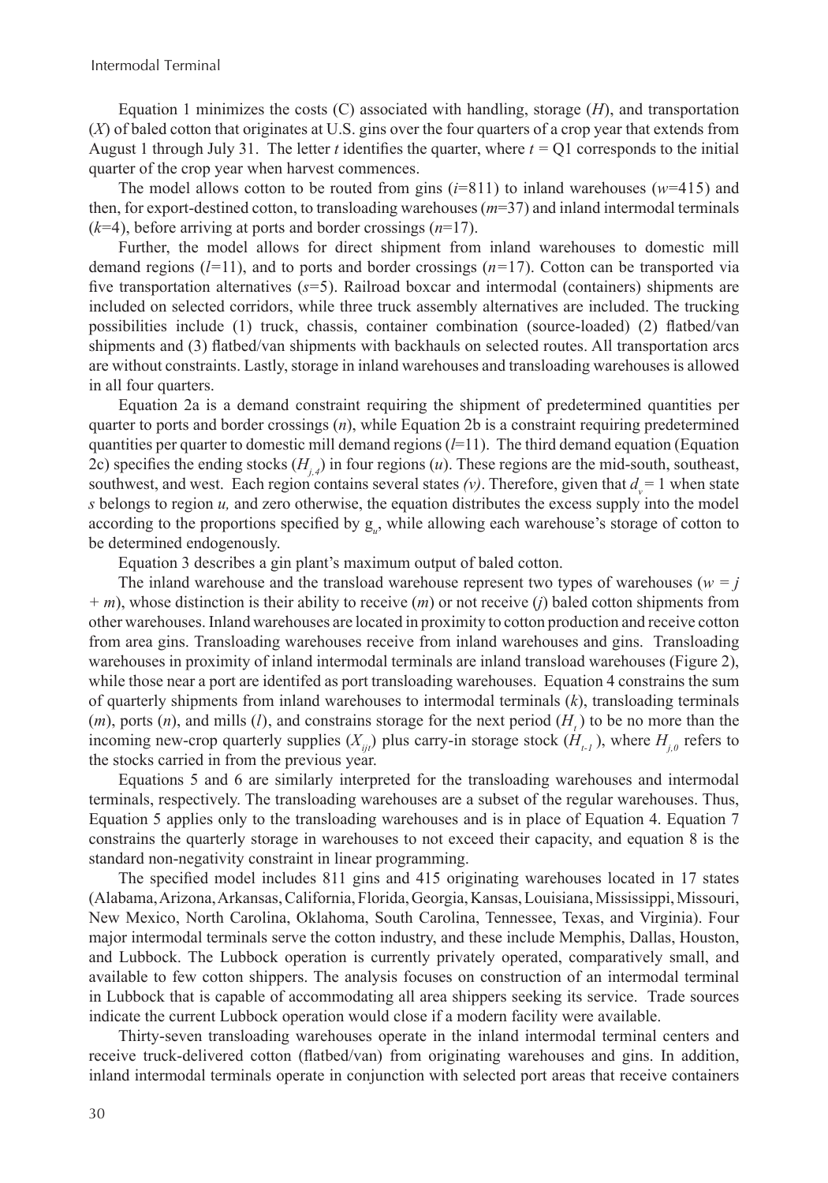Equation 1 minimizes the costs (C) associated with handling, storage ($H$), and transportation ($X$) of baled cotton that originates at U.S. gins over the four quarters of a crop year that extends from August 1 through July 31. The letter $t$ identifies the quarter, where $t$ = Q1 corresponds to the initial quarter of the crop year when harvest commences.

The model allows cotton to be routed from gins ($i$=811) to inland warehouses ($w$=415) and then, for export-destined cotton, to transloading warehouses ($m$=37) and inland intermodal terminals ($k$=4), before arriving at ports and border crossings ($n$=17).

Further, the model allows for direct shipment from inland warehouses to domestic mill demand regions ($l$=11), and to ports and border crossings ($n$=17). Cotton can be transported via five transportation alternatives ($s$=5). Railroad boxcar and intermodal (containers) shipments are included on selected corridors, while three truck assembly alternatives are included. The trucking possibilities include (1) truck, chassis, container combination (source-loaded) (2) flatbed/van shipments and (3) flatbed/van shipments with backhauls on selected routes. All transportation arcs are without constraints. Lastly, storage in inland warehouses and transloading warehouses is allowed in all four quarters.

Equation 2a is a demand constraint requiring the shipment of predetermined quantities per quarter to ports and border crossings ($n$), while Equation 2b is a constraint requiring predetermined quantities per quarter to domestic mill demand regions ($l$=11). The third demand equation (Equation 2c) specifies the ending stocks ($H_{j,4}$) in four regions ($u$). These regions are the mid-south, southeast, southwest, and west. Each region contains several states *(v)*. Therefore, given that $d_v$ = 1 when state $s$ belongs to region $u$, and zero otherwise, the equation distributes the excess supply into the model according to the proportions specified by $g_u$, while allowing each warehouse's storage of cotton to be determined endogenously.

Equation 3 describes a gin plant's maximum output of baled cotton.

The inland warehouse and the transload warehouse represent two types of warehouses ($w = j + m$), whose distinction is their ability to receive ($m$) or not receive ($j$) baled cotton shipments from other warehouses. Inland warehouses are located in proximity to cotton production and receive cotton from area gins. Transloading warehouses receive from inland warehouses and gins. Transloading warehouses in proximity of inland intermodal terminals are inland transload warehouses (Figure 2), while those near a port are identifed as port transloading warehouses. Equation 4 constrains the sum of quarterly shipments from inland warehouses to intermodal terminals ($k$), transloading terminals ($m$), ports ($n$), and mills ($l$), and constrains storage for the next period ($H_t$) to be no more than the incoming new-crop quarterly supplies ($X_{ijt}$) plus carry-in storage stock ($H_{t-1}$), where $H_{j,0}$ refers to the stocks carried in from the previous year.

Equations 5 and 6 are similarly interpreted for the transloading warehouses and intermodal terminals, respectively. The transloading warehouses are a subset of the regular warehouses. Thus, Equation 5 applies only to the transloading warehouses and is in place of Equation 4. Equation 7 constrains the quarterly storage in warehouses to not exceed their capacity, and equation 8 is the standard non-negativity constraint in linear programming.

The specified model includes 811 gins and 415 originating warehouses located in 17 states (Alabama, Arizona, Arkansas, California, Florida, Georgia, Kansas, Louisiana, Mississippi, Missouri, New Mexico, North Carolina, Oklahoma, South Carolina, Tennessee, Texas, and Virginia). Four major intermodal terminals serve the cotton industry, and these include Memphis, Dallas, Houston, and Lubbock. The Lubbock operation is currently privately operated, comparatively small, and available to few cotton shippers. The analysis focuses on construction of an intermodal terminal in Lubbock that is capable of accommodating all area shippers seeking its service. Trade sources indicate the current Lubbock operation would close if a modern facility were available.

Thirty-seven transloading warehouses operate in the inland intermodal terminal centers and receive truck-delivered cotton (flatbed/van) from originating warehouses and gins. In addition, inland intermodal terminals operate in conjunction with selected port areas that receive containers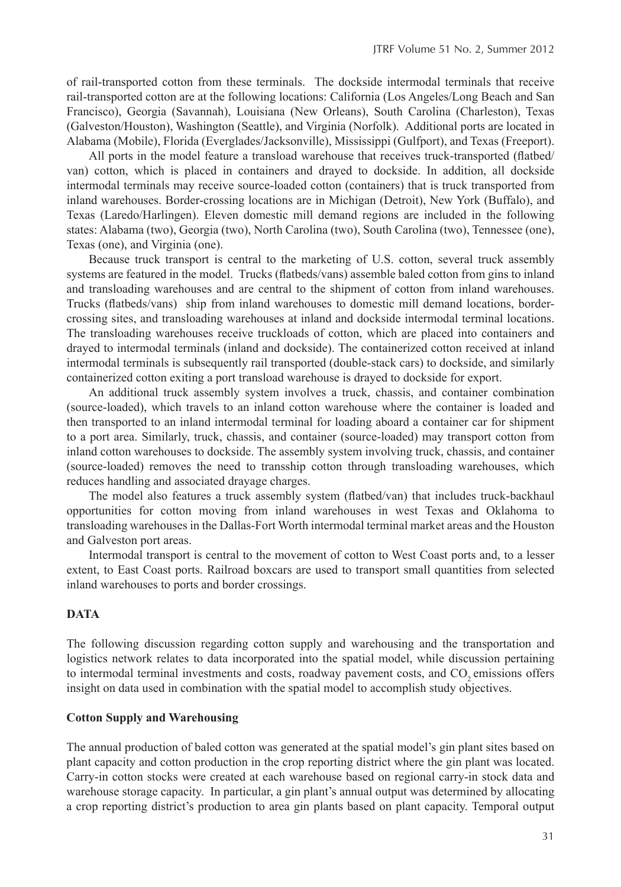of rail-transported cotton from these terminals. The dockside intermodal terminals that receive rail-transported cotton are at the following locations: California (Los Angeles/Long Beach and San Francisco), Georgia (Savannah), Louisiana (New Orleans), South Carolina (Charleston), Texas (Galveston/Houston), Washington (Seattle), and Virginia (Norfolk). Additional ports are located in Alabama (Mobile), Florida (Everglades/Jacksonville), Mississippi (Gulfport), and Texas (Freeport).

All ports in the model feature a transload warehouse that receives truck-transported (flatbed/van) cotton, which is placed in containers and drayed to dockside. In addition, all dockside intermodal terminals may receive source-loaded cotton (containers) that is truck transported from inland warehouses. Border-crossing locations are in Michigan (Detroit), New York (Buffalo), and Texas (Laredo/Harlingen). Eleven domestic mill demand regions are included in the following states: Alabama (two), Georgia (two), North Carolina (two), South Carolina (two), Tennessee (one), Texas (one), and Virginia (one).

Because truck transport is central to the marketing of U.S. cotton, several truck assembly systems are featured in the model. Trucks (flatbeds/vans) assemble baled cotton from gins to inland and transloading warehouses and are central to the shipment of cotton from inland warehouses. Trucks (flatbeds/vans) ship from inland warehouses to domestic mill demand locations, border-crossing sites, and transloading warehouses at inland and dockside intermodal terminal locations. The transloading warehouses receive truckloads of cotton, which are placed into containers and drayed to intermodal terminals (inland and dockside). The containerized cotton received at inland intermodal terminals is subsequently rail transported (double-stack cars) to dockside, and similarly containerized cotton exiting a port transload warehouse is drayed to dockside for export.

An additional truck assembly system involves a truck, chassis, and container combination (source-loaded), which travels to an inland cotton warehouse where the container is loaded and then transported to an inland intermodal terminal for loading aboard a container car for shipment to a port area. Similarly, truck, chassis, and container (source-loaded) may transport cotton from inland cotton warehouses to dockside. The assembly system involving truck, chassis, and container (source-loaded) removes the need to transship cotton through transloading warehouses, which reduces handling and associated drayage charges.

The model also features a truck assembly system (flatbed/van) that includes truck-backhaul opportunities for cotton moving from inland warehouses in west Texas and Oklahoma to transloading warehouses in the Dallas-Fort Worth intermodal terminal market areas and the Houston and Galveston port areas.

Intermodal transport is central to the movement of cotton to West Coast ports and, to a lesser extent, to East Coast ports. Railroad boxcars are used to transport small quantities from selected inland warehouses to ports and border crossings.

## DATA

The following discussion regarding cotton supply and warehousing and the transportation and logistics network relates to data incorporated into the spatial model, while discussion pertaining to intermodal terminal investments and costs, roadway pavement costs, and $CO_2$ emissions offers insight on data used in combination with the spatial model to accomplish study objectives.

### Cotton Supply and Warehousing

The annual production of baled cotton was generated at the spatial model's gin plant sites based on plant capacity and cotton production in the crop reporting district where the gin plant was located. Carry-in cotton stocks were created at each warehouse based on regional carry-in stock data and warehouse storage capacity. In particular, a gin plant's annual output was determined by allocating a crop reporting district's production to area gin plants based on plant capacity. Temporal output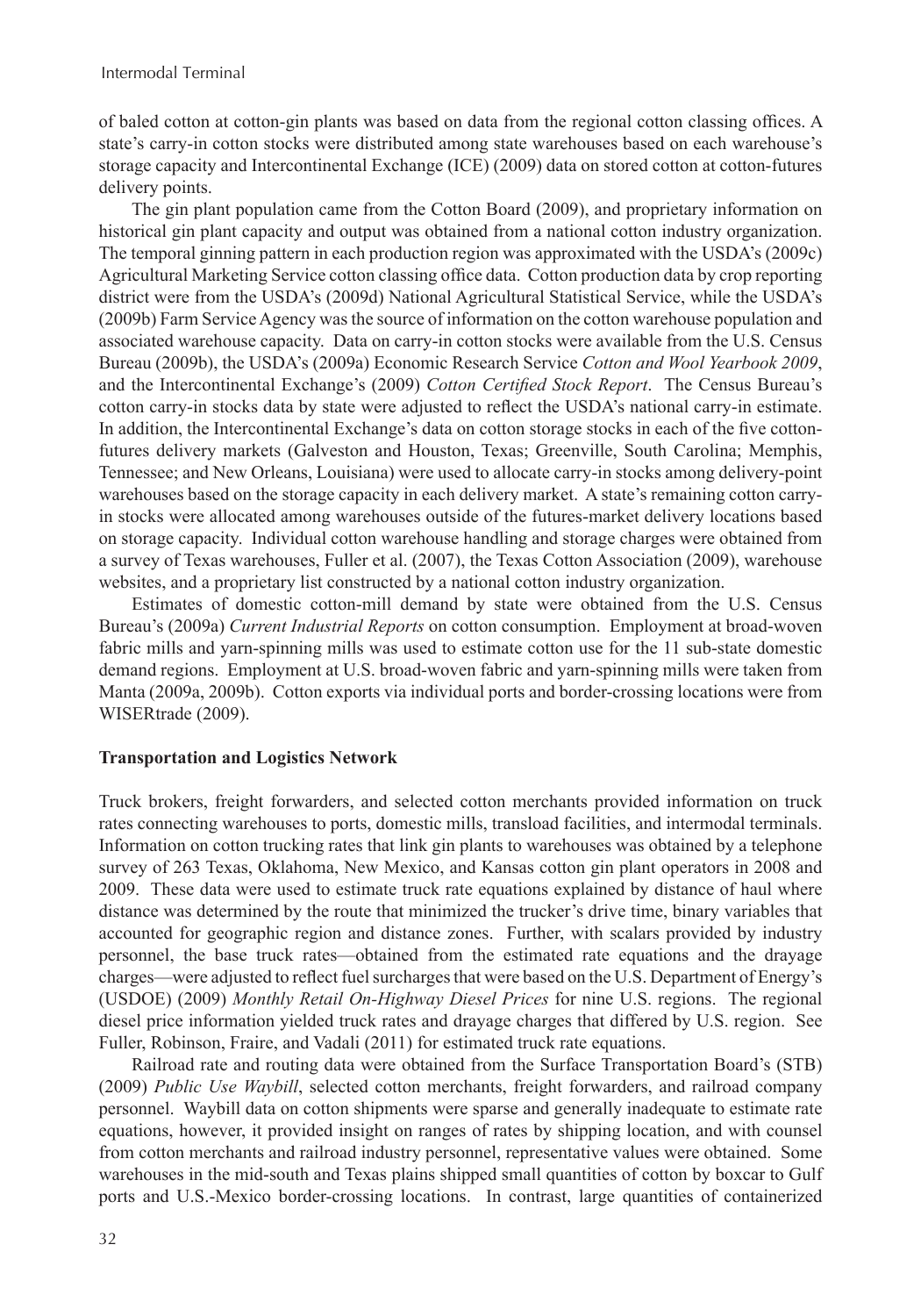of baled cotton at cotton-gin plants was based on data from the regional cotton classing offices. A state's carry-in cotton stocks were distributed among state warehouses based on each warehouse's storage capacity and Intercontinental Exchange (ICE) (2009) data on stored cotton at cotton-futures delivery points.

The gin plant population came from the Cotton Board (2009), and proprietary information on historical gin plant capacity and output was obtained from a national cotton industry organization. The temporal ginning pattern in each production region was approximated with the USDA's (2009c) Agricultural Marketing Service cotton classing office data. Cotton production data by crop reporting district were from the USDA's (2009d) National Agricultural Statistical Service, while the USDA's (2009b) Farm Service Agency was the source of information on the cotton warehouse population and associated warehouse capacity. Data on carry-in cotton stocks were available from the U.S. Census Bureau (2009b), the USDA's (2009a) Economic Research Service *Cotton and Wool Yearbook 2009*, and the Intercontinental Exchange's (2009) *Cotton Certified Stock Report*. The Census Bureau's cotton carry-in stocks data by state were adjusted to reflect the USDA's national carry-in estimate. In addition, the Intercontinental Exchange's data on cotton storage stocks in each of the five cotton-futures delivery markets (Galveston and Houston, Texas; Greenville, South Carolina; Memphis, Tennessee; and New Orleans, Louisiana) were used to allocate carry-in stocks among delivery-point warehouses based on the storage capacity in each delivery market. A state's remaining cotton carry-in stocks were allocated among warehouses outside of the futures-market delivery locations based on storage capacity. Individual cotton warehouse handling and storage charges were obtained from a survey of Texas warehouses, Fuller et al. (2007), the Texas Cotton Association (2009), warehouse websites, and a proprietary list constructed by a national cotton industry organization.

Estimates of domestic cotton-mill demand by state were obtained from the U.S. Census Bureau's (2009a) *Current Industrial Reports* on cotton consumption. Employment at broad-woven fabric mills and yarn-spinning mills was used to estimate cotton use for the 11 sub-state domestic demand regions. Employment at U.S. broad-woven fabric and yarn-spinning mills were taken from Manta (2009a, 2009b). Cotton exports via individual ports and border-crossing locations were from WISERtrade (2009).

**Transportation and Logistics Network**

Truck brokers, freight forwarders, and selected cotton merchants provided information on truck rates connecting warehouses to ports, domestic mills, transload facilities, and intermodal terminals. Information on cotton trucking rates that link gin plants to warehouses was obtained by a telephone survey of 263 Texas, Oklahoma, New Mexico, and Kansas cotton gin plant operators in 2008 and 2009. These data were used to estimate truck rate equations explained by distance of haul where distance was determined by the route that minimized the trucker's drive time, binary variables that accounted for geographic region and distance zones. Further, with scalars provided by industry personnel, the base truck rates—obtained from the estimated rate equations and the drayage charges—were adjusted to reflect fuel surcharges that were based on the U.S. Department of Energy's (USDOE) (2009) *Monthly Retail On-Highway Diesel Prices* for nine U.S. regions. The regional diesel price information yielded truck rates and drayage charges that differed by U.S. region. See Fuller, Robinson, Fraire, and Vadali (2011) for estimated truck rate equations.

Railroad rate and routing data were obtained from the Surface Transportation Board's (STB) (2009) *Public Use Waybill*, selected cotton merchants, freight forwarders, and railroad company personnel. Waybill data on cotton shipments were sparse and generally inadequate to estimate rate equations, however, it provided insight on ranges of rates by shipping location, and with counsel from cotton merchants and railroad industry personnel, representative values were obtained. Some warehouses in the mid-south and Texas plains shipped small quantities of cotton by boxcar to Gulf ports and U.S.-Mexico border-crossing locations. In contrast, large quantities of containerized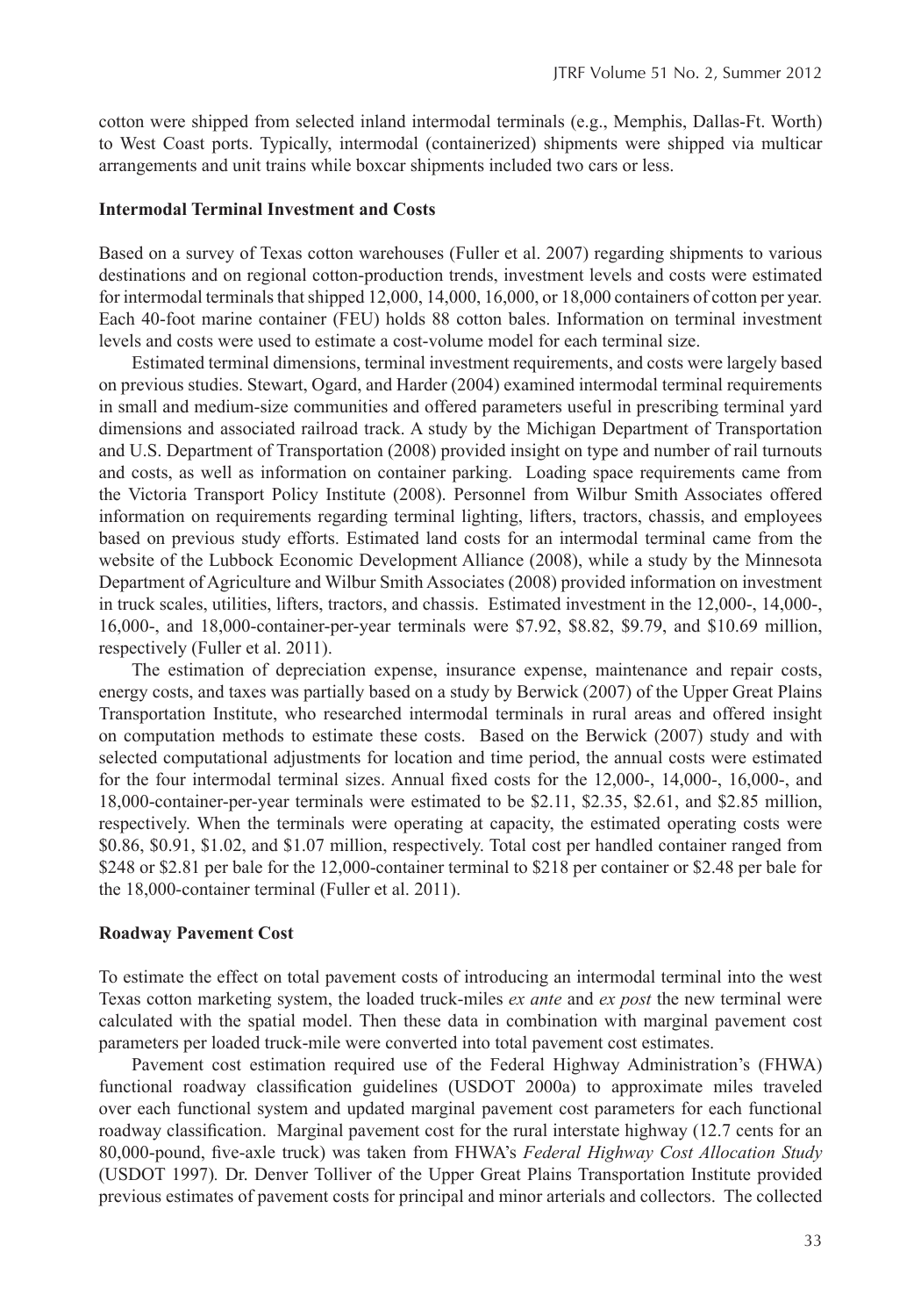cotton were shipped from selected inland intermodal terminals (e.g., Memphis, Dallas-Ft. Worth) to West Coast ports. Typically, intermodal (containerized) shipments were shipped via multicar arrangements and unit trains while boxcar shipments included two cars or less.

**Intermodal Terminal Investment and Costs**

Based on a survey of Texas cotton warehouses (Fuller et al. 2007) regarding shipments to various destinations and on regional cotton-production trends, investment levels and costs were estimated for intermodal terminals that shipped 12,000, 14,000, 16,000, or 18,000 containers of cotton per year. Each 40-foot marine container (FEU) holds 88 cotton bales. Information on terminal investment levels and costs were used to estimate a cost-volume model for each terminal size.

Estimated terminal dimensions, terminal investment requirements, and costs were largely based on previous studies. Stewart, Ogard, and Harder (2004) examined intermodal terminal requirements in small and medium-size communities and offered parameters useful in prescribing terminal yard dimensions and associated railroad track. A study by the Michigan Department of Transportation and U.S. Department of Transportation (2008) provided insight on type and number of rail turnouts and costs, as well as information on container parking. Loading space requirements came from the Victoria Transport Policy Institute (2008). Personnel from Wilbur Smith Associates offered information on requirements regarding terminal lighting, lifters, tractors, chassis, and employees based on previous study efforts. Estimated land costs for an intermodal terminal came from the website of the Lubbock Economic Development Alliance (2008), while a study by the Minnesota Department of Agriculture and Wilbur Smith Associates (2008) provided information on investment in truck scales, utilities, lifters, tractors, and chassis. Estimated investment in the 12,000-, 14,000-, 16,000-, and 18,000-container-per-year terminals were $7.92, $8.82, $9.79, and $10.69 million, respectively (Fuller et al. 2011).

The estimation of depreciation expense, insurance expense, maintenance and repair costs, energy costs, and taxes was partially based on a study by Berwick (2007) of the Upper Great Plains Transportation Institute, who researched intermodal terminals in rural areas and offered insight on computation methods to estimate these costs. Based on the Berwick (2007) study and with selected computational adjustments for location and time period, the annual costs were estimated for the four intermodal terminal sizes. Annual fixed costs for the 12,000-, 14,000-, 16,000-, and 18,000-container-per-year terminals were estimated to be $2.11, $2.35, $2.61, and $2.85 million, respectively. When the terminals were operating at capacity, the estimated operating costs were $0.86, $0.91, $1.02, and $1.07 million, respectively. Total cost per handled container ranged from $248 or $2.81 per bale for the 12,000-container terminal to $218 per container or $2.48 per bale for the 18,000-container terminal (Fuller et al. 2011).

**Roadway Pavement Cost**

To estimate the effect on total pavement costs of introducing an intermodal terminal into the west Texas cotton marketing system, the loaded truck-miles *ex ante* and *ex post* the new terminal were calculated with the spatial model. Then these data in combination with marginal pavement cost parameters per loaded truck-mile were converted into total pavement cost estimates.

Pavement cost estimation required use of the Federal Highway Administration's (FHWA) functional roadway classification guidelines (USDOT 2000a) to approximate miles traveled over each functional system and updated marginal pavement cost parameters for each functional roadway classification. Marginal pavement cost for the rural interstate highway (12.7 cents for an 80,000-pound, five-axle truck) was taken from FHWA's *Federal Highway Cost Allocation Study* (USDOT 1997). Dr. Denver Tolliver of the Upper Great Plains Transportation Institute provided previous estimates of pavement costs for principal and minor arterials and collectors. The collected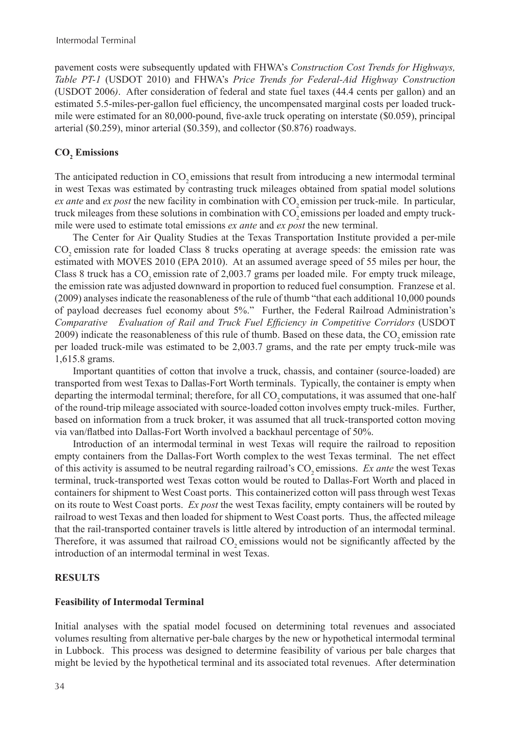pavement costs were subsequently updated with FHWA's *Construction Cost Trends for Highways, Table PT-1* (USDOT 2010) and FHWA's *Price Trends for Federal-Aid Highway Construction* (USDOT 2006). After consideration of federal and state fuel taxes (44.4 cents per gallon) and an estimated 5.5-miles-per-gallon fuel efficiency, the uncompensated marginal costs per loaded truck-mile were estimated for an 80,000-pound, five-axle truck operating on interstate ($0.059), principal arterial ($0.259), minor arterial ($0.359), and collector ($0.876) roadways.

### $CO_2$ Emissions

The anticipated reduction in $CO_2$ emissions that result from introducing a new intermodal terminal in west Texas was estimated by contrasting truck mileages obtained from spatial model solutions *ex ante* and *ex post* the new facility in combination with $CO_2$ emission per truck-mile. In particular, truck mileages from these solutions in combination with $CO_2$ emissions per loaded and empty truck-mile were used to estimate total emissions *ex ante* and *ex post* the new terminal.

The Center for Air Quality Studies at the Texas Transportation Institute provided a per-mile $CO_2$ emission rate for loaded Class 8 trucks operating at average speeds: the emission rate was estimated with MOVES 2010 (EPA 2010). At an assumed average speed of 55 miles per hour, the Class 8 truck has a $CO_2$ emission rate of 2,003.7 grams per loaded mile. For empty truck mileage, the emission rate was adjusted downward in proportion to reduced fuel consumption. Franzese et al. (2009) analyses indicate the reasonableness of the rule of thumb "that each additional 10,000 pounds of payload decreases fuel economy about 5%." Further, the Federal Railroad Administration's *Comparative Evaluation of Rail and Truck Fuel Efficiency in Competitive Corridors* (USDOT 2009) indicate the reasonableness of this rule of thumb. Based on these data, the $CO_2$ emission rate per loaded truck-mile was estimated to be 2,003.7 grams, and the rate per empty truck-mile was 1,615.8 grams.

Important quantities of cotton that involve a truck, chassis, and container (source-loaded) are transported from west Texas to Dallas-Fort Worth terminals. Typically, the container is empty when departing the intermodal terminal; therefore, for all $CO_2$ computations, it was assumed that one-half of the round-trip mileage associated with source-loaded cotton involves empty truck-miles. Further, based on information from a truck broker, it was assumed that all truck-transported cotton moving via van/flatbed into Dallas-Fort Worth involved a backhaul percentage of 50%.

Introduction of an intermodal terminal in west Texas will require the railroad to reposition empty containers from the Dallas-Fort Worth complex to the west Texas terminal. The net effect of this activity is assumed to be neutral regarding railroad's $CO_2$ emissions. *Ex ante* the west Texas terminal, truck-transported west Texas cotton would be routed to Dallas-Fort Worth and placed in containers for shipment to West Coast ports. This containerized cotton will pass through west Texas on its route to West Coast ports. *Ex post* the west Texas facility, empty containers will be routed by railroad to west Texas and then loaded for shipment to West Coast ports. Thus, the affected mileage that the rail-transported container travels is little altered by introduction of an intermodal terminal. Therefore, it was assumed that railroad $CO_2$ emissions would not be significantly affected by the introduction of an intermodal terminal in west Texas.

## RESULTS

### Feasibility of Intermodal Terminal

Initial analyses with the spatial model focused on determining total revenues and associated volumes resulting from alternative per-bale charges by the new or hypothetical intermodal terminal in Lubbock. This process was designed to determine feasibility of various per bale charges that might be levied by the hypothetical terminal and its associated total revenues. After determination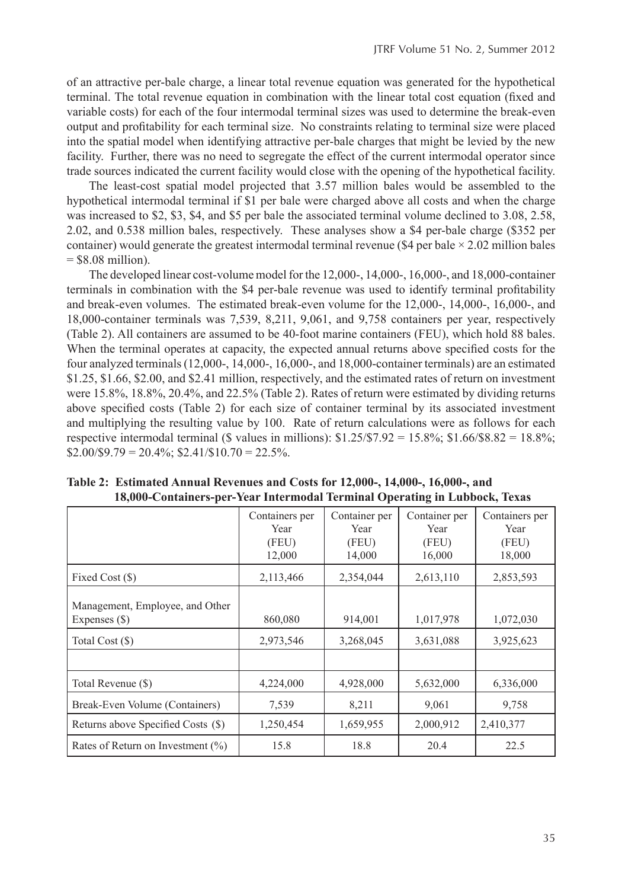of an attractive per-bale charge, a linear total revenue equation was generated for the hypothetical terminal. The total revenue equation in combination with the linear total cost equation (fixed and variable costs) for each of the four intermodal terminal sizes was used to determine the break-even output and profitability for each terminal size. No constraints relating to terminal size were placed into the spatial model when identifying attractive per-bale charges that might be levied by the new facility. Further, there was no need to segregate the effect of the current intermodal operator since trade sources indicated the current facility would close with the opening of the hypothetical facility.

The least-cost spatial model projected that 3.57 million bales would be assembled to the hypothetical intermodal terminal if $1 per bale were charged above all costs and when the charge was increased to $2, $3, $4, and $5 per bale the associated terminal volume declined to 3.08, 2.58, 2.02, and 0.538 million bales, respectively. These analyses show a $4 per-bale charge ($352 per container) would generate the greatest intermodal terminal revenue ($4 per bale × 2.02 million bales = $8.08 million).

The developed linear cost-volume model for the 12,000-, 14,000-, 16,000-, and 18,000-container terminals in combination with the $4 per-bale revenue was used to identify terminal profitability and break-even volumes. The estimated break-even volume for the 12,000-, 14,000-, 16,000-, and 18,000-container terminals was 7,539, 8,211, 9,061, and 9,758 containers per year, respectively (Table 2). All containers are assumed to be 40-foot marine containers (FEU), which hold 88 bales. When the terminal operates at capacity, the expected annual returns above specified costs for the four analyzed terminals (12,000-, 14,000-, 16,000-, and 18,000-container terminals) are an estimated $1.25, $1.66, $2.00, and $2.41 million, respectively, and the estimated rates of return on investment were 15.8%, 18.8%, 20.4%, and 22.5% (Table 2). Rates of return were estimated by dividing returns above specified costs (Table 2) for each size of container terminal by its associated investment and multiplying the resulting value by 100. Rate of return calculations were as follows for each respective intermodal terminal ($ values in millions): $1.25/$7.92 = 15.8%; $1.66/$8.82 = 18.8%; $2.00/$9.79 = 20.4%; $2.41/$10.70 = 22.5%.

**Table 2: Estimated Annual Revenues and Costs for 12,000-, 14,000-, 16,000-, and 18,000-Containers-per-Year Intermodal Terminal Operating in Lubbock, Texas**

| | Containers per Year (FEU) 12,000 | Container per Year (FEU) 14,000 | Container per Year (FEU) 16,000 | Containers per Year (FEU) 18,000 |
|---|---|---|---|---|
| Fixed Cost ($) | 2,113,466 | 2,354,044 | 2,613,110 | 2,853,593 |
| Management, Employee, and Other Expenses ($) | 860,080 | 914,001 | 1,017,978 | 1,072,030 |
| Total Cost ($) | 2,973,546 | 3,268,045 | 3,631,088 | 3,925,623 |
| | | | | |
| Total Revenue ($) | 4,224,000 | 4,928,000 | 5,632,000 | 6,336,000 |
| Break-Even Volume (Containers) | 7,539 | 8,211 | 9,061 | 9,758 |
| Returns above Specified Costs ($) | 1,250,454 | 1,659,955 | 2,000,912 | 2,410,377 |
| Rates of Return on Investment (%) | 15.8 | 18.8 | 20.4 | 22.5 |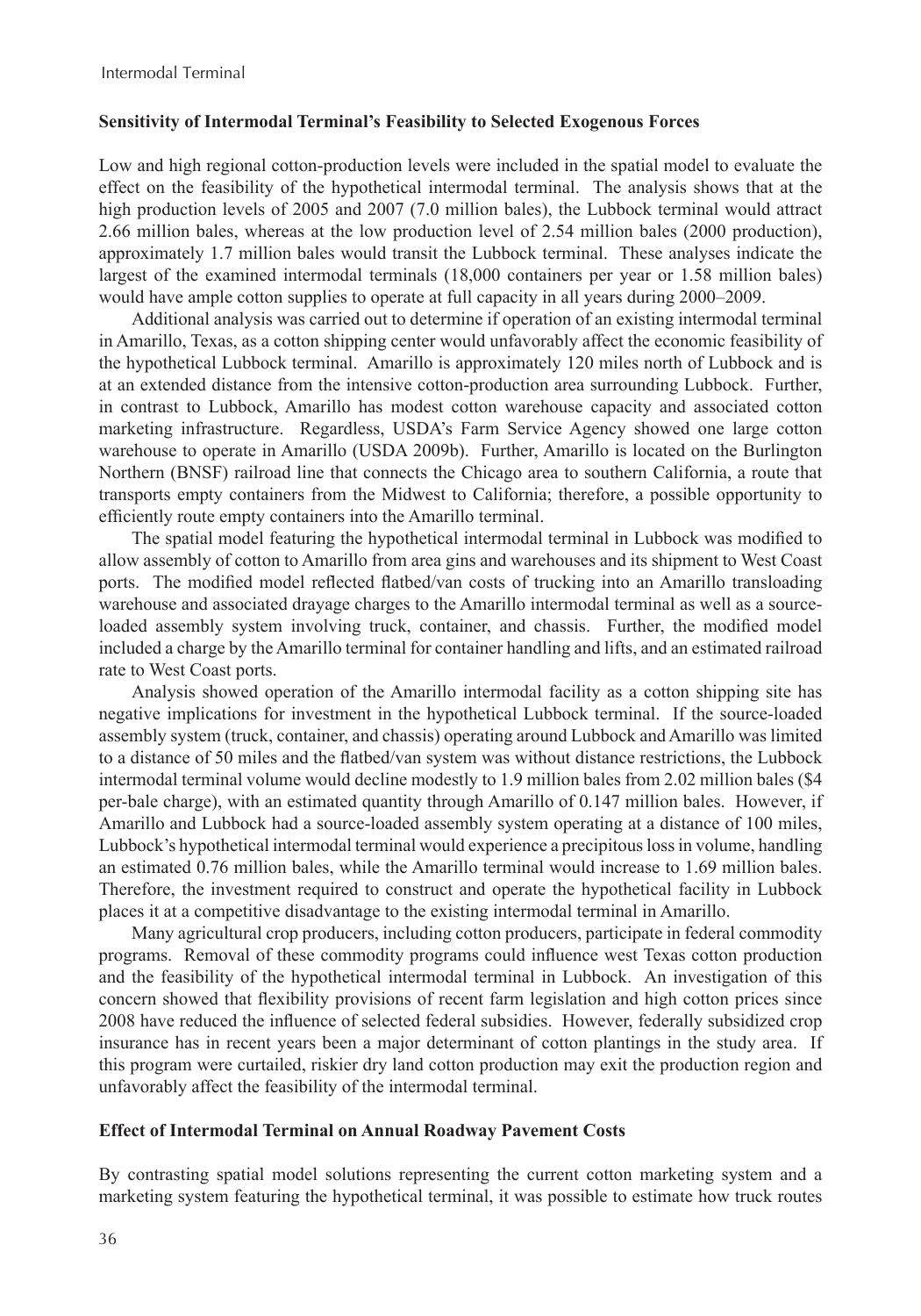### Sensitivity of Intermodal Terminal's Feasibility to Selected Exogenous Forces

Low and high regional cotton-production levels were included in the spatial model to evaluate the effect on the feasibility of the hypothetical intermodal terminal. The analysis shows that at the high production levels of 2005 and 2007 (7.0 million bales), the Lubbock terminal would attract 2.66 million bales, whereas at the low production level of 2.54 million bales (2000 production), approximately 1.7 million bales would transit the Lubbock terminal. These analyses indicate the largest of the examined intermodal terminals (18,000 containers per year or 1.58 million bales) would have ample cotton supplies to operate at full capacity in all years during 2000–2009.

Additional analysis was carried out to determine if operation of an existing intermodal terminal in Amarillo, Texas, as a cotton shipping center would unfavorably affect the economic feasibility of the hypothetical Lubbock terminal. Amarillo is approximately 120 miles north of Lubbock and is at an extended distance from the intensive cotton-production area surrounding Lubbock. Further, in contrast to Lubbock, Amarillo has modest cotton warehouse capacity and associated cotton marketing infrastructure. Regardless, USDA's Farm Service Agency showed one large cotton warehouse to operate in Amarillo (USDA 2009b). Further, Amarillo is located on the Burlington Northern (BNSF) railroad line that connects the Chicago area to southern California, a route that transports empty containers from the Midwest to California; therefore, a possible opportunity to efficiently route empty containers into the Amarillo terminal.

The spatial model featuring the hypothetical intermodal terminal in Lubbock was modified to allow assembly of cotton to Amarillo from area gins and warehouses and its shipment to West Coast ports. The modified model reflected flatbed/van costs of trucking into an Amarillo transloading warehouse and associated drayage charges to the Amarillo intermodal terminal as well as a source-loaded assembly system involving truck, container, and chassis. Further, the modified model included a charge by the Amarillo terminal for container handling and lifts, and an estimated railroad rate to West Coast ports.

Analysis showed operation of the Amarillo intermodal facility as a cotton shipping site has negative implications for investment in the hypothetical Lubbock terminal. If the source-loaded assembly system (truck, container, and chassis) operating around Lubbock and Amarillo was limited to a distance of 50 miles and the flatbed/van system was without distance restrictions, the Lubbock intermodal terminal volume would decline modestly to 1.9 million bales from 2.02 million bales ($4 per-bale charge), with an estimated quantity through Amarillo of 0.147 million bales. However, if Amarillo and Lubbock had a source-loaded assembly system operating at a distance of 100 miles, Lubbock's hypothetical intermodal terminal would experience a precipitous loss in volume, handling an estimated 0.76 million bales, while the Amarillo terminal would increase to 1.69 million bales. Therefore, the investment required to construct and operate the hypothetical facility in Lubbock places it at a competitive disadvantage to the existing intermodal terminal in Amarillo.

Many agricultural crop producers, including cotton producers, participate in federal commodity programs. Removal of these commodity programs could influence west Texas cotton production and the feasibility of the hypothetical intermodal terminal in Lubbock. An investigation of this concern showed that flexibility provisions of recent farm legislation and high cotton prices since 2008 have reduced the influence of selected federal subsidies. However, federally subsidized crop insurance has in recent years been a major determinant of cotton plantings in the study area. If this program were curtailed, riskier dry land cotton production may exit the production region and unfavorably affect the feasibility of the intermodal terminal.

### Effect of Intermodal Terminal on Annual Roadway Pavement Costs

By contrasting spatial model solutions representing the current cotton marketing system and a marketing system featuring the hypothetical terminal, it was possible to estimate how truck routes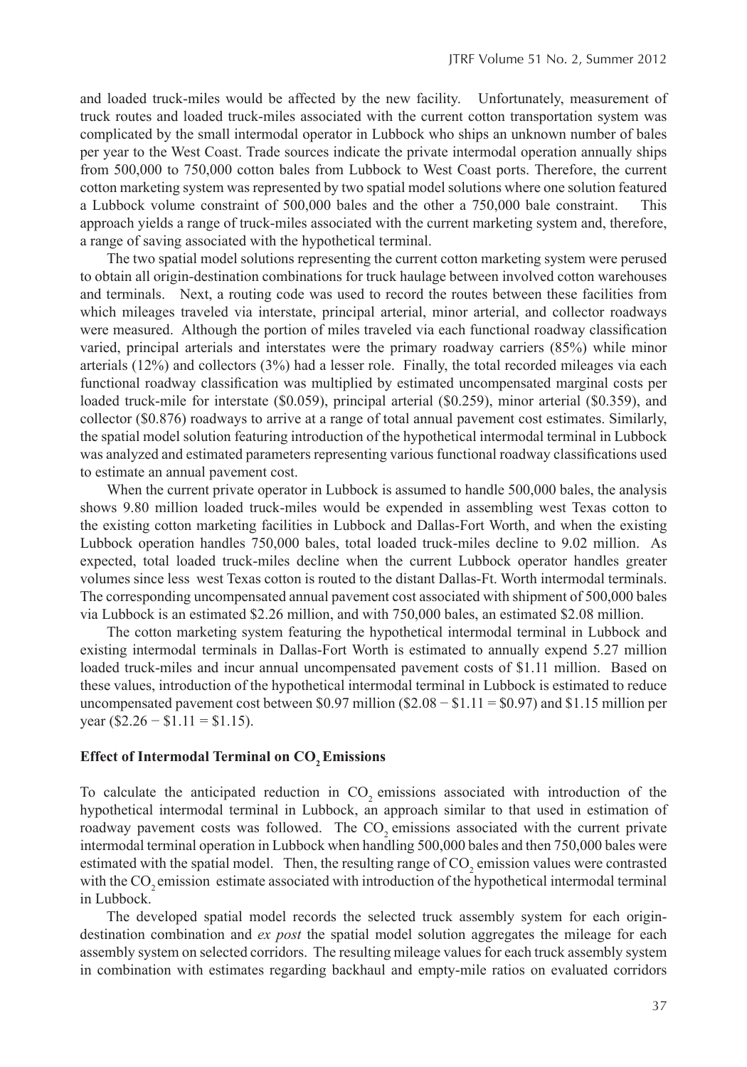and loaded truck-miles would be affected by the new facility. Unfortunately, measurement of truck routes and loaded truck-miles associated with the current cotton transportation system was complicated by the small intermodal operator in Lubbock who ships an unknown number of bales per year to the West Coast. Trade sources indicate the private intermodal operation annually ships from 500,000 to 750,000 cotton bales from Lubbock to West Coast ports. Therefore, the current cotton marketing system was represented by two spatial model solutions where one solution featured a Lubbock volume constraint of 500,000 bales and the other a 750,000 bale constraint. This approach yields a range of truck-miles associated with the current marketing system and, therefore, a range of saving associated with the hypothetical terminal.

The two spatial model solutions representing the current cotton marketing system were perused to obtain all origin-destination combinations for truck haulage between involved cotton warehouses and terminals. Next, a routing code was used to record the routes between these facilities from which mileages traveled via interstate, principal arterial, minor arterial, and collector roadways were measured. Although the portion of miles traveled via each functional roadway classification varied, principal arterials and interstates were the primary roadway carriers (85%) while minor arterials (12%) and collectors (3%) had a lesser role. Finally, the total recorded mileages via each functional roadway classification was multiplied by estimated uncompensated marginal costs per loaded truck-mile for interstate ($0.059), principal arterial ($0.259), minor arterial ($0.359), and collector ($0.876) roadways to arrive at a range of total annual pavement cost estimates. Similarly, the spatial model solution featuring introduction of the hypothetical intermodal terminal in Lubbock was analyzed and estimated parameters representing various functional roadway classifications used to estimate an annual pavement cost.

When the current private operator in Lubbock is assumed to handle 500,000 bales, the analysis shows 9.80 million loaded truck-miles would be expended in assembling west Texas cotton to the existing cotton marketing facilities in Lubbock and Dallas-Fort Worth, and when the existing Lubbock operation handles 750,000 bales, total loaded truck-miles decline to 9.02 million. As expected, total loaded truck-miles decline when the current Lubbock operator handles greater volumes since less west Texas cotton is routed to the distant Dallas-Ft. Worth intermodal terminals. The corresponding uncompensated annual pavement cost associated with shipment of 500,000 bales via Lubbock is an estimated $2.26 million, and with 750,000 bales, an estimated $2.08 million.

The cotton marketing system featuring the hypothetical intermodal terminal in Lubbock and existing intermodal terminals in Dallas-Fort Worth is estimated to annually expend 5.27 million loaded truck-miles and incur annual uncompensated pavement costs of $1.11 million. Based on these values, introduction of the hypothetical intermodal terminal in Lubbock is estimated to reduce uncompensated pavement cost between $0.97 million ($2.08 − $1.11 = $0.97) and $1.15 million per year ($2.26 − $1.11 = $1.15).

## Effect of Intermodal Terminal on $CO_2$ Emissions

To calculate the anticipated reduction in $CO_2$ emissions associated with introduction of the hypothetical intermodal terminal in Lubbock, an approach similar to that used in estimation of roadway pavement costs was followed. The $CO_2$ emissions associated with the current private intermodal terminal operation in Lubbock when handling 500,000 bales and then 750,000 bales were estimated with the spatial model. Then, the resulting range of $CO_2$ emission values were contrasted with the $CO_2$ emission estimate associated with introduction of the hypothetical intermodal terminal in Lubbock.

The developed spatial model records the selected truck assembly system for each origin-destination combination and *ex post* the spatial model solution aggregates the mileage for each assembly system on selected corridors. The resulting mileage values for each truck assembly system in combination with estimates regarding backhaul and empty-mile ratios on evaluated corridors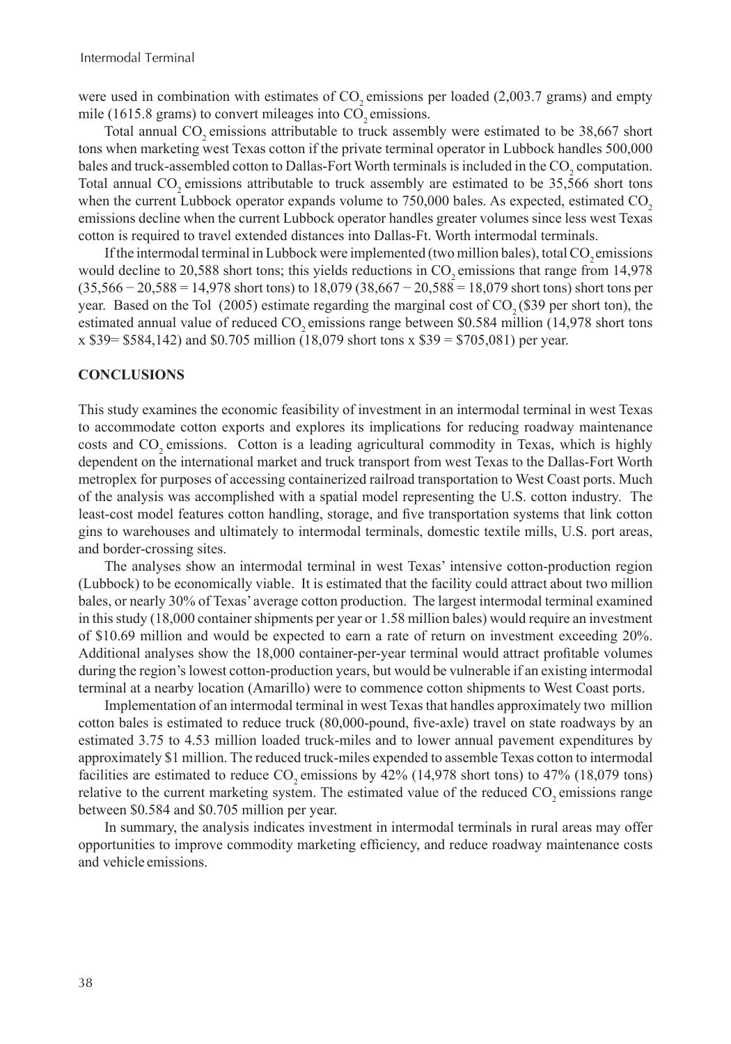were used in combination with estimates of $CO_2$ emissions per loaded (2,003.7 grams) and empty mile (1615.8 grams) to convert mileages into $CO_2$ emissions.

Total annual $CO_2$ emissions attributable to truck assembly were estimated to be 38,667 short tons when marketing west Texas cotton if the private terminal operator in Lubbock handles 500,000 bales and truck-assembled cotton to Dallas-Fort Worth terminals is included in the $CO_2$ computation. Total annual $CO_2$ emissions attributable to truck assembly are estimated to be 35,566 short tons when the current Lubbock operator expands volume to 750,000 bales. As expected, estimated $CO_2$ emissions decline when the current Lubbock operator handles greater volumes since less west Texas cotton is required to travel extended distances into Dallas-Ft. Worth intermodal terminals.

If the intermodal terminal in Lubbock were implemented (two million bales), total $CO_2$ emissions would decline to 20,588 short tons; this yields reductions in $CO_2$ emissions that range from 14,978 (35,566 − 20,588 = 14,978 short tons) to 18,079 (38,667 − 20,588 = 18,079 short tons) short tons per year. Based on the Tol (2005) estimate regarding the marginal cost of $CO_2$ ($39 per short ton), the estimated annual value of reduced $CO_2$ emissions range between $0.584 million (14,978 short tons x $39= $584,142) and $0.705 million (18,079 short tons x $39 = $705,081) per year.

## CONCLUSIONS

This study examines the economic feasibility of investment in an intermodal terminal in west Texas to accommodate cotton exports and explores its implications for reducing roadway maintenance costs and $CO_2$ emissions. Cotton is a leading agricultural commodity in Texas, which is highly dependent on the international market and truck transport from west Texas to the Dallas-Fort Worth metroplex for purposes of accessing containerized railroad transportation to West Coast ports. Much of the analysis was accomplished with a spatial model representing the U.S. cotton industry. The least-cost model features cotton handling, storage, and five transportation systems that link cotton gins to warehouses and ultimately to intermodal terminals, domestic textile mills, U.S. port areas, and border-crossing sites.

The analyses show an intermodal terminal in west Texas' intensive cotton-production region (Lubbock) to be economically viable. It is estimated that the facility could attract about two million bales, or nearly 30% of Texas' average cotton production. The largest intermodal terminal examined in this study (18,000 container shipments per year or 1.58 million bales) would require an investment of $10.69 million and would be expected to earn a rate of return on investment exceeding 20%. Additional analyses show the 18,000 container-per-year terminal would attract profitable volumes during the region's lowest cotton-production years, but would be vulnerable if an existing intermodal terminal at a nearby location (Amarillo) were to commence cotton shipments to West Coast ports.

Implementation of an intermodal terminal in west Texas that handles approximately two million cotton bales is estimated to reduce truck (80,000-pound, five-axle) travel on state roadways by an estimated 3.75 to 4.53 million loaded truck-miles and to lower annual pavement expenditures by approximately $1 million. The reduced truck-miles expended to assemble Texas cotton to intermodal facilities are estimated to reduce $CO_2$ emissions by 42% (14,978 short tons) to 47% (18,079 tons) relative to the current marketing system. The estimated value of the reduced $CO_2$ emissions range between $0.584 and $0.705 million per year.

In summary, the analysis indicates investment in intermodal terminals in rural areas may offer opportunities to improve commodity marketing efficiency, and reduce roadway maintenance costs and vehicle emissions.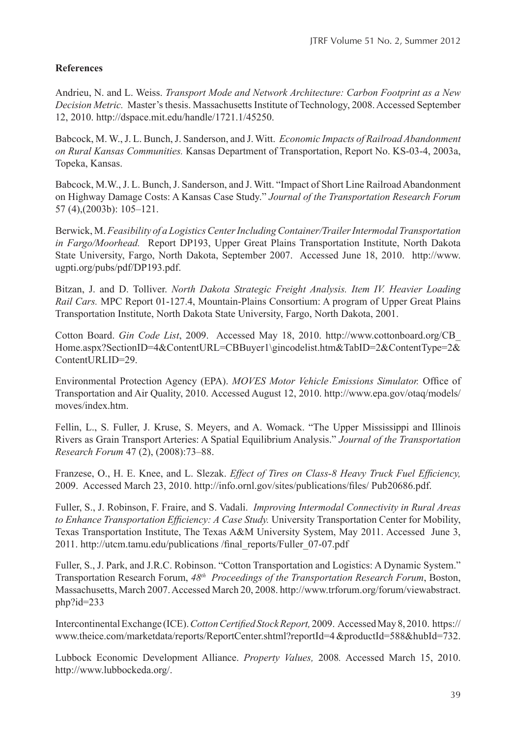## References

Andrieu, N. and L. Weiss. *Transport Mode and Network Architecture: Carbon Footprint as a New Decision Metric.* Master's thesis. Massachusetts Institute of Technology, 2008. Accessed September 12, 2010. http://dspace.mit.edu/handle/1721.1/45250.

Babcock, M. W., J. L. Bunch, J. Sanderson, and J. Witt. *Economic Impacts of Railroad Abandonment on Rural Kansas Communities.* Kansas Department of Transportation, Report No. KS-03-4, 2003a, Topeka, Kansas.

Babcock, M.W., J. L. Bunch, J. Sanderson, and J. Witt. "Impact of Short Line Railroad Abandonment on Highway Damage Costs: A Kansas Case Study." *Journal of the Transportation Research Forum* 57 (4),(2003b): 105–121.

Berwick, M. *Feasibility of a Logistics Center Including Container/Trailer Intermodal Transportation in Fargo/Moorhead.* Report DP193, Upper Great Plains Transportation Institute, North Dakota State University, Fargo, North Dakota, September 2007. Accessed June 18, 2010. http://www.ugpti.org/pubs/pdf/DP193.pdf.

Bitzan, J. and D. Tolliver. *North Dakota Strategic Freight Analysis. Item IV. Heavier Loading Rail Cars.* MPC Report 01-127.4, Mountain-Plains Consortium: A program of Upper Great Plains Transportation Institute, North Dakota State University, Fargo, North Dakota, 2001.

Cotton Board. *Gin Code List*, 2009. Accessed May 18, 2010. http://www.cottonboard.org/CB_Home.aspx?SectionID=4&ContentURL=CBBuyer1\gincodelist.htm&TabID=2&ContentType=2&ContentURLID=29.

Environmental Protection Agency (EPA). *MOVES Motor Vehicle Emissions Simulator.* Office of Transportation and Air Quality, 2010. Accessed August 12, 2010. http://www.epa.gov/otaq/models/moves/index.htm.

Fellin, L., S. Fuller, J. Kruse, S. Meyers, and A. Womack. "The Upper Mississippi and Illinois Rivers as Grain Transport Arteries: A Spatial Equilibrium Analysis." *Journal of the Transportation Research Forum* 47 (2), (2008):73–88.

Franzese, O., H. E. Knee, and L. Slezak. *Effect of Tires on Class-8 Heavy Truck Fuel Efficiency,* 2009. Accessed March 23, 2010. http://info.ornl.gov/sites/publications/files/ Pub20686.pdf.

Fuller, S., J. Robinson, F. Fraire, and S. Vadali. *Improving Intermodal Connectivity in Rural Areas to Enhance Transportation Efficiency: A Case Study.* University Transportation Center for Mobility, Texas Transportation Institute, The Texas A&M University System, May 2011. Accessed June 3, 2011. http://utcm.tamu.edu/publications /final_reports/Fuller_07-07.pdf

Fuller, S., J. Park, and J.R.C. Robinson. "Cotton Transportation and Logistics: A Dynamic System." Transportation Research Forum, *48th Proceedings of the Transportation Research Forum*, Boston, Massachusetts, March 2007. Accessed March 20, 2008. http://www.trforum.org/forum/viewabstract.php?id=233

Intercontinental Exchange (ICE). *Cotton Certified Stock Report,* 2009. Accessed May 8, 2010. https://www.theice.com/marketdata/reports/ReportCenter.shtml?reportId=4 &productId=588&hubId=732.

Lubbock Economic Development Alliance. *Property Values,* 2008*.* Accessed March 15, 2010. http://www.lubbockeda.org/.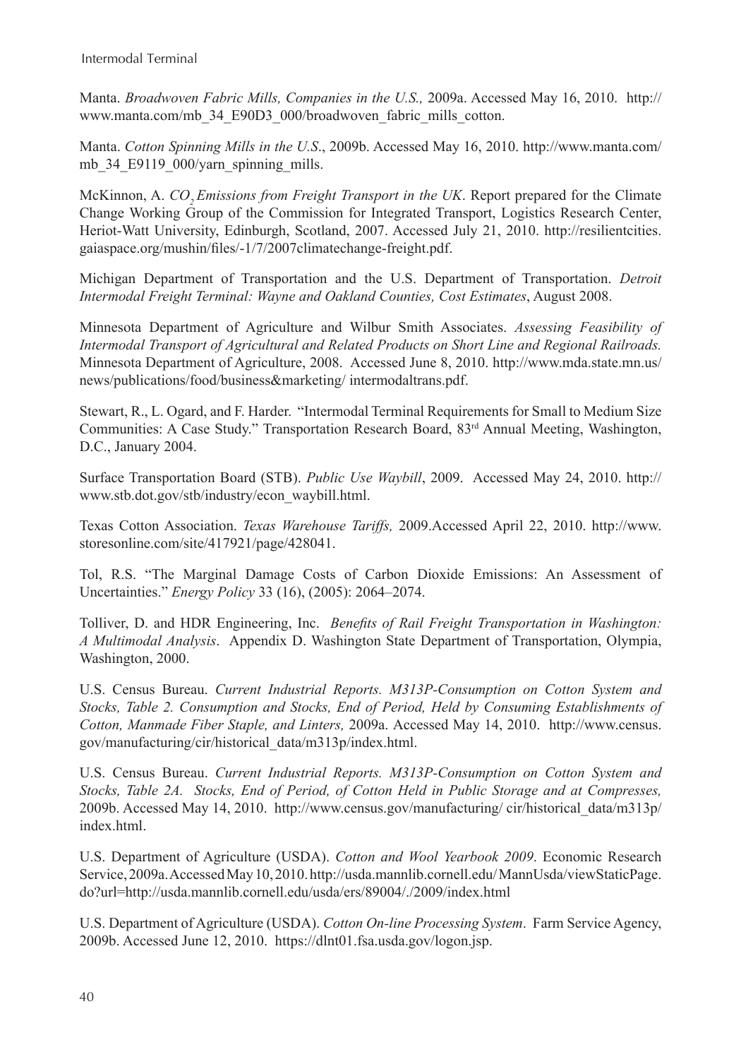Manta. *Broadwoven Fabric Mills, Companies in the U.S.,* 2009a. Accessed May 16, 2010. http://www.manta.com/mb_34_E90D3_000/broadwoven_fabric_mills_cotton.

Manta. *Cotton Spinning Mills in the U.S*., 2009b. Accessed May 16, 2010. http://www.manta.com/mb_34_E9119_000/yarn_spinning_mills.

McKinnon, A. *$CO_2$ Emissions from Freight Transport in the UK*. Report prepared for the Climate Change Working Group of the Commission for Integrated Transport, Logistics Research Center, Heriot-Watt University, Edinburgh, Scotland, 2007. Accessed July 21, 2010. http://resilientcities.gaiaspace.org/mushin/files/-1/7/2007climatechange-freight.pdf.

Michigan Department of Transportation and the U.S. Department of Transportation. *Detroit Intermodal Freight Terminal: Wayne and Oakland Counties, Cost Estimates*, August 2008.

Minnesota Department of Agriculture and Wilbur Smith Associates. *Assessing Feasibility of Intermodal Transport of Agricultural and Related Products on Short Line and Regional Railroads.* Minnesota Department of Agriculture, 2008. Accessed June 8, 2010. http://www.mda.state.mn.us/news/publications/food/business&marketing/ intermodaltrans.pdf.

Stewart, R., L. Ogard, and F. Harder. "Intermodal Terminal Requirements for Small to Medium Size Communities: A Case Study." Transportation Research Board, 83rd Annual Meeting, Washington, D.C., January 2004.

Surface Transportation Board (STB). *Public Use Waybill*, 2009. Accessed May 24, 2010. http://www.stb.dot.gov/stb/industry/econ_waybill.html.

Texas Cotton Association. *Texas Warehouse Tariffs,* 2009.Accessed April 22, 2010. http://www.storesonline.com/site/417921/page/428041.

Tol, R.S. "The Marginal Damage Costs of Carbon Dioxide Emissions: An Assessment of Uncertainties." *Energy Policy* 33 (16), (2005): 2064–2074.

Tolliver, D. and HDR Engineering, Inc. *Benefits of Rail Freight Transportation in Washington: A Multimodal Analysis*. Appendix D. Washington State Department of Transportation, Olympia, Washington, 2000.

U.S. Census Bureau. *Current Industrial Reports. M313P-Consumption on Cotton System and Stocks, Table 2. Consumption and Stocks, End of Period, Held by Consuming Establishments of Cotton, Manmade Fiber Staple, and Linters,* 2009a. Accessed May 14, 2010. http://www.census.gov/manufacturing/cir/historical_data/m313p/index.html.

U.S. Census Bureau. *Current Industrial Reports. M313P-Consumption on Cotton System and Stocks, Table 2A. Stocks, End of Period, of Cotton Held in Public Storage and at Compresses,* 2009b. Accessed May 14, 2010. http://www.census.gov/manufacturing/ cir/historical_data/m313p/index.html.

U.S. Department of Agriculture (USDA). *Cotton and Wool Yearbook 2009*. Economic Research Service, 2009a. Accessed May 10, 2010. http://usda.mannlib.cornell.edu/ MannUsda/viewStaticPage.do?url=http://usda.mannlib.cornell.edu/usda/ers/89004/./2009/index.html

U.S. Department of Agriculture (USDA). *Cotton On-line Processing System*. Farm Service Agency, 2009b. Accessed June 12, 2010. https://dlnt01.fsa.usda.gov/logon.jsp.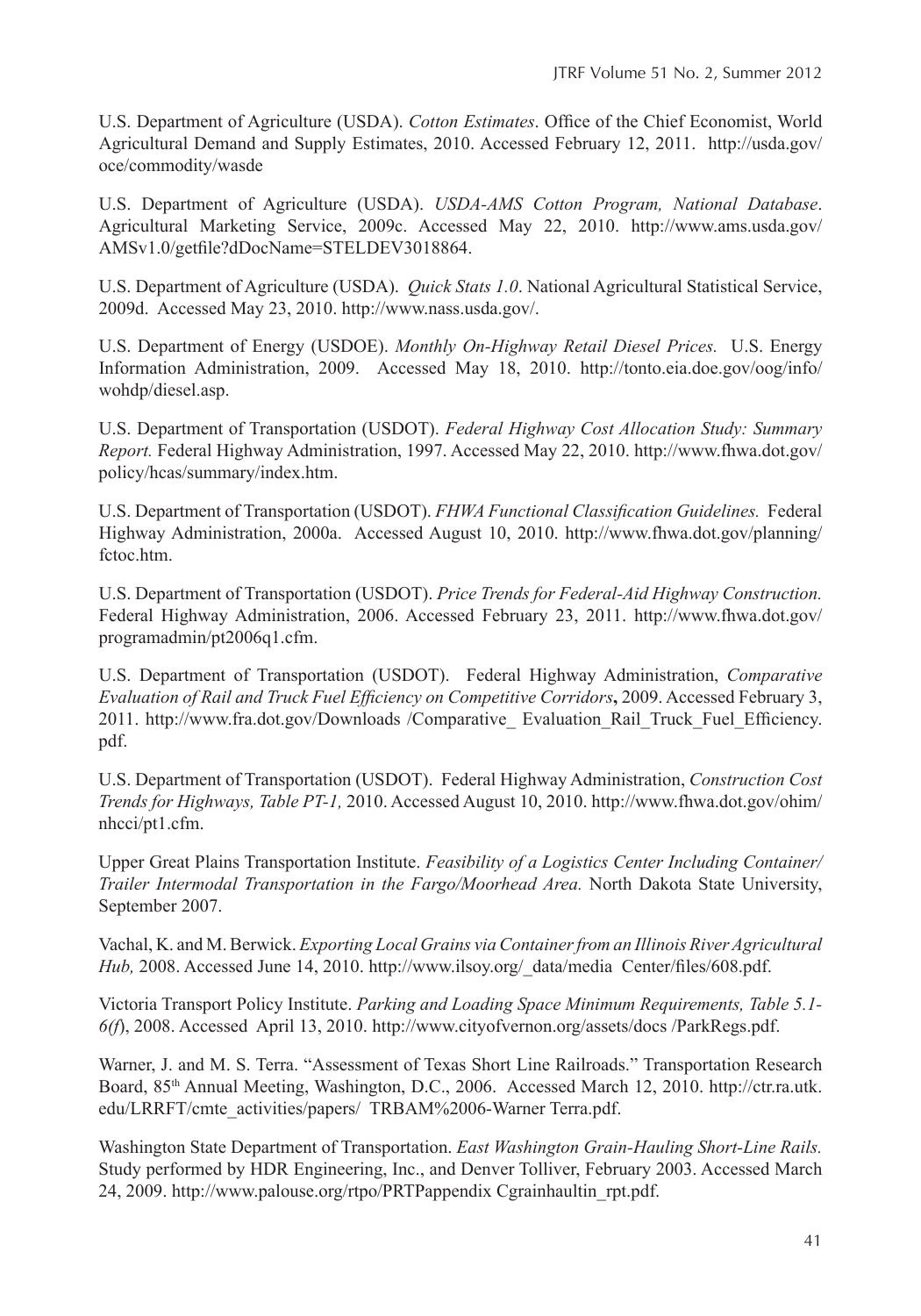U.S. Department of Agriculture (USDA). *Cotton Estimates*. Office of the Chief Economist, World Agricultural Demand and Supply Estimates, 2010. Accessed February 12, 2011. http://usda.gov/oce/commodity/wasde

U.S. Department of Agriculture (USDA). *USDA-AMS Cotton Program, National Database*. Agricultural Marketing Service, 2009c. Accessed May 22, 2010. http://www.ams.usda.gov/AMSv1.0/getfile?dDocName=STELDEV3018864.

U.S. Department of Agriculture (USDA). *Quick Stats 1.0*. National Agricultural Statistical Service, 2009d. Accessed May 23, 2010. http://www.nass.usda.gov/.

U.S. Department of Energy (USDOE). *Monthly On-Highway Retail Diesel Prices.* U.S. Energy Information Administration, 2009. Accessed May 18, 2010. http://tonto.eia.doe.gov/oog/info/wohdp/diesel.asp.

U.S. Department of Transportation (USDOT). *Federal Highway Cost Allocation Study: Summary Report.* Federal Highway Administration, 1997. Accessed May 22, 2010. http://www.fhwa.dot.gov/policy/hcas/summary/index.htm.

U.S. Department of Transportation (USDOT). *FHWA Functional Classification Guidelines.* Federal Highway Administration, 2000a. Accessed August 10, 2010. http://www.fhwa.dot.gov/planning/fctoc.htm.

U.S. Department of Transportation (USDOT). *Price Trends for Federal-Aid Highway Construction.* Federal Highway Administration, 2006. Accessed February 23, 2011. http://www.fhwa.dot.gov/programadmin/pt2006q1.cfm.

U.S. Department of Transportation (USDOT). Federal Highway Administration, *Comparative Evaluation of Rail and Truck Fuel Efficiency on Competitive Corridors***,** 2009. Accessed February 3, 2011. http://www.fra.dot.gov/Downloads /Comparative_ Evaluation_Rail_Truck_Fuel_Efficiency.pdf.

U.S. Department of Transportation (USDOT). Federal Highway Administration, *Construction Cost Trends for Highways, Table PT-1,* 2010. Accessed August 10, 2010. http://www.fhwa.dot.gov/ohim/nhcci/pt1.cfm.

Upper Great Plains Transportation Institute. *Feasibility of a Logistics Center Including Container/Trailer Intermodal Transportation in the Fargo/Moorhead Area.* North Dakota State University, September 2007.

Vachal, K. and M. Berwick. *Exporting Local Grains via Container from an Illinois River Agricultural Hub,* 2008. Accessed June 14, 2010. http://www.ilsoy.org/_data/media Center/files/608.pdf.

Victoria Transport Policy Institute. *Parking and Loading Space Minimum Requirements, Table 5.1-6(f)*, 2008. Accessed April 13, 2010. http://www.cityofvernon.org/assets/docs /ParkRegs.pdf.

Warner, J. and M. S. Terra. "Assessment of Texas Short Line Railroads." Transportation Research Board, 85th Annual Meeting, Washington, D.C., 2006. Accessed March 12, 2010. http://ctr.ra.utk.edu/LRRFT/cmte_activities/papers/ TRBAM%2006-Warner Terra.pdf.

Washington State Department of Transportation. *East Washington Grain-Hauling Short-Line Rails.* Study performed by HDR Engineering, Inc., and Denver Tolliver, February 2003. Accessed March 24, 2009. http://www.palouse.org/rtpo/PRTPappendix Cgrainhaultin_rpt.pdf.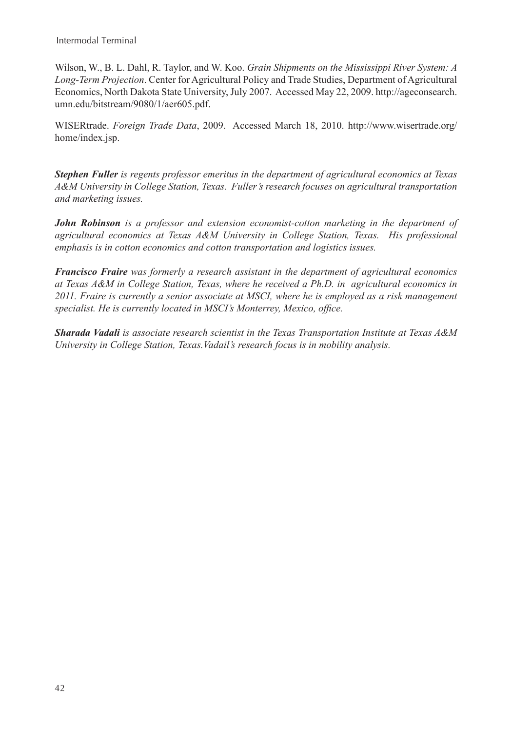Wilson, W., B. L. Dahl, R. Taylor, and W. Koo. *Grain Shipments on the Mississippi River System: A Long-Term Projection*. Center for Agricultural Policy and Trade Studies, Department of Agricultural Economics, North Dakota State University, July 2007. Accessed May 22, 2009. http://ageconsearch.umn.edu/bitstream/9080/1/aer605.pdf.

WISERtrade. *Foreign Trade Data*, 2009. Accessed March 18, 2010. http://www.wisertrade.org/home/index.jsp.

***Stephen Fuller*** *is regents professor emeritus in the department of agricultural economics at Texas A&M University in College Station, Texas. Fuller's research focuses on agricultural transportation and marketing issues.*

***John Robinson*** *is a professor and extension economist-cotton marketing in the department of agricultural economics at Texas A&M University in College Station, Texas. His professional emphasis is in cotton economics and cotton transportation and logistics issues.*

***Francisco Fraire*** *was formerly a research assistant in the department of agricultural economics at Texas A&M in College Station, Texas, where he received a Ph.D. in agricultural economics in 2011. Fraire is currently a senior associate at MSCI, where he is employed as a risk management specialist. He is currently located in MSCI's Monterrey, Mexico, office.*

***Sharada Vadali*** *is associate research scientist in the Texas Transportation Institute at Texas A&M University in College Station, Texas.Vadail's research focus is in mobility analysis.*